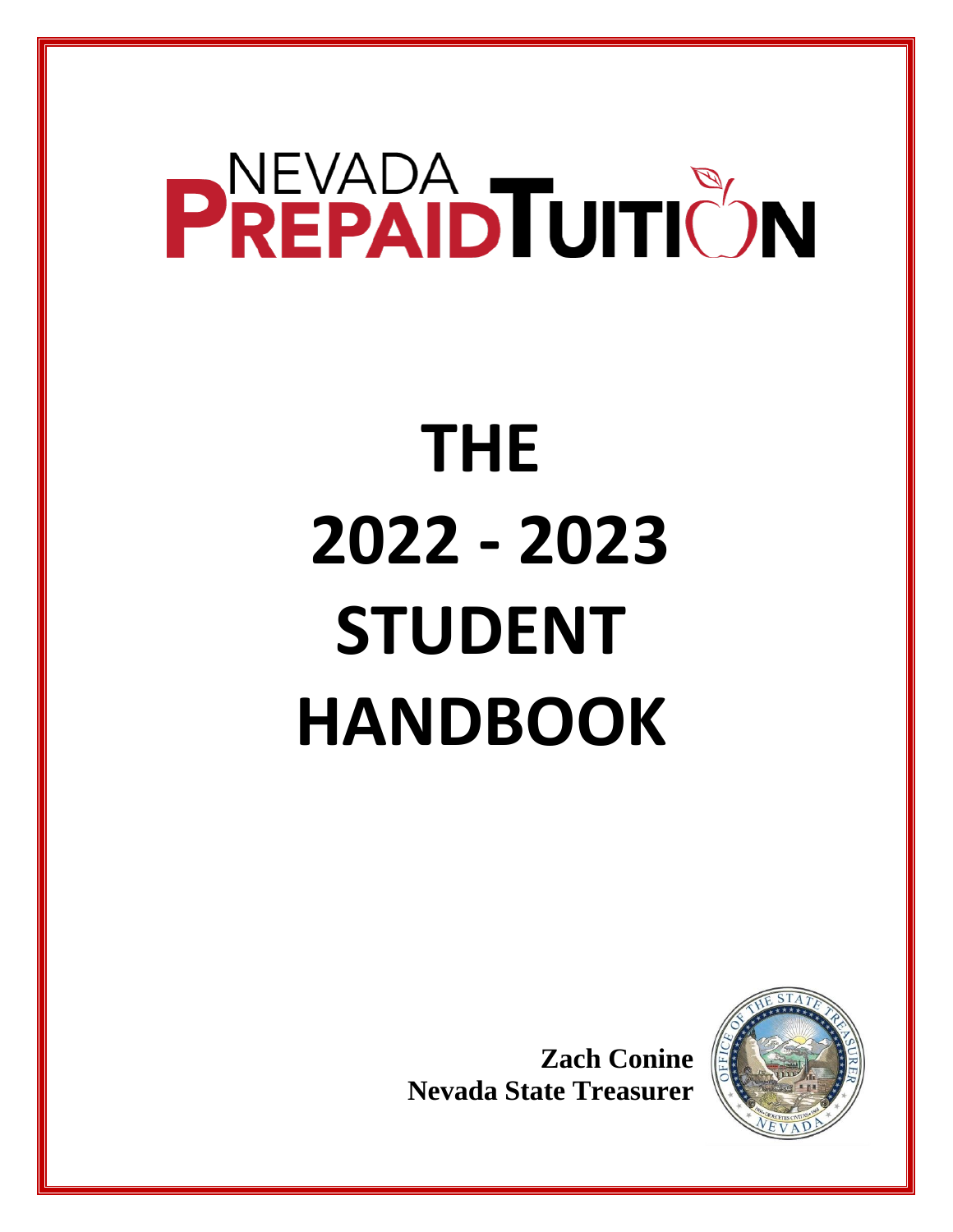# NEVADA PREPAID TUITION

# THE 2022 - 2023 STUDENT HANDBOOK

**Zach Conine**
**Nevada State Treasurer**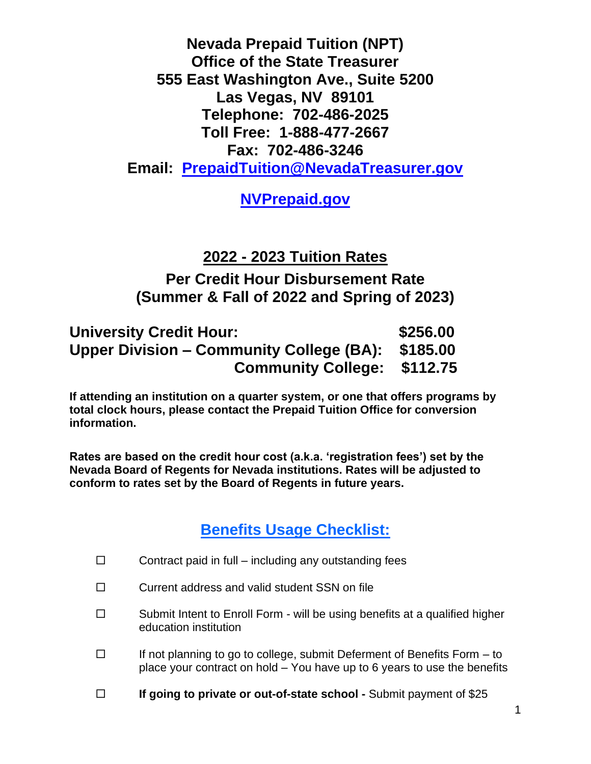**Nevada Prepaid Tuition (NPT)**
**Office of the State Treasurer**
**555 East Washington Ave., Suite 5200**
**Las Vegas, NV 89101**
**Telephone: 702-486-2025**
**Toll Free: 1-888-477-2667**
**Fax: 702-486-3246**
**Email: [PrepaidTuition@NevadaTreasurer.gov](mailto:PrepaidTuition@NevadaTreasurer.gov)**

**[NVPrepaid.gov](https://NVPrepaid.gov)**

## 2022 - 2023 Tuition Rates

### Per Credit Hour Disbursement Rate (Summer & Fall of 2022 and Spring of 2023)

| | |
|---|---|
| **University Credit Hour:** | **$256.00** |
| **Upper Division – Community College (BA):** | **$185.00** |
| **Community College:** | **$112.75** |

**If attending an institution on a quarter system, or one that offers programs by total clock hours, please contact the Prepaid Tuition Office for conversion information.**

**Rates are based on the credit hour cost (a.k.a. 'registration fees') set by the Nevada Board of Regents for Nevada institutions. Rates will be adjusted to conform to rates set by the Board of Regents in future years.**

## Benefits Usage Checklist:

- ☐ Contract paid in full – including any outstanding fees
- ☐ Current address and valid student SSN on file
- ☐ Submit Intent to Enroll Form - will be using benefits at a qualified higher education institution
- ☐ If not planning to go to college, submit Deferment of Benefits Form – to place your contract on hold – You have up to 6 years to use the benefits
- ☐ **If going to private or out-of-state school -** Submit payment of $25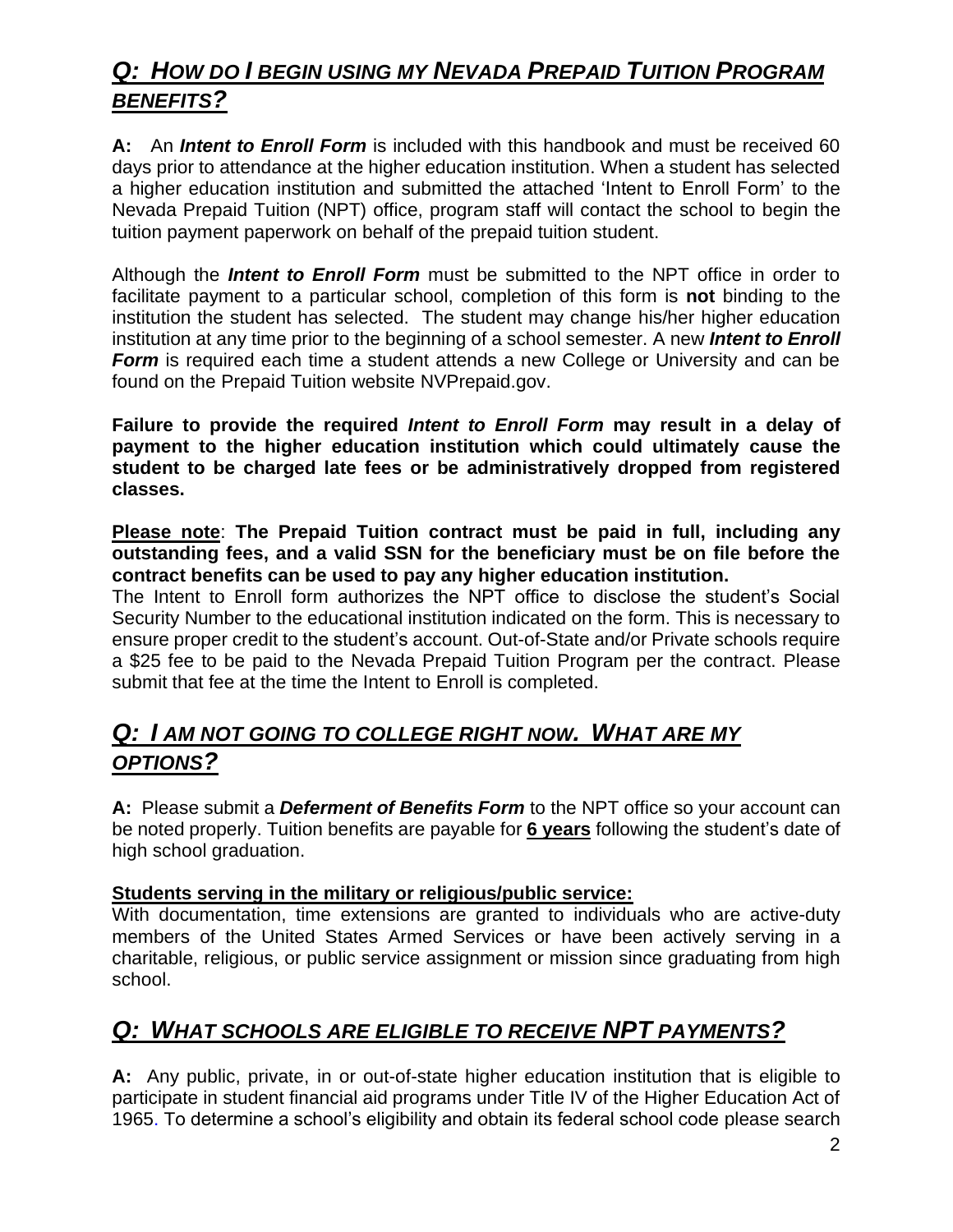## *Q: HOW DO I BEGIN USING MY NEVADA PREPAID TUITION PROGRAM BENEFITS?*

**A:** An ***Intent to Enroll Form*** is included with this handbook and must be received 60 days prior to attendance at the higher education institution. When a student has selected a higher education institution and submitted the attached 'Intent to Enroll Form' to the Nevada Prepaid Tuition (NPT) office, program staff will contact the school to begin the tuition payment paperwork on behalf of the prepaid tuition student.

Although the ***Intent to Enroll Form*** must be submitted to the NPT office in order to facilitate payment to a particular school, completion of this form is **not** binding to the institution the student has selected. The student may change his/her higher education institution at any time prior to the beginning of a school semester. A new ***Intent to Enroll Form*** is required each time a student attends a new College or University and can be found on the Prepaid Tuition website NVPrepaid.gov.

**Failure to provide the required *Intent to Enroll Form* may result in a delay of payment to the higher education institution which could ultimately cause the student to be charged late fees or be administratively dropped from registered classes.**

**Please note**: **The Prepaid Tuition contract must be paid in full, including any outstanding fees, and a valid SSN for the beneficiary must be on file before the contract benefits can be used to pay any higher education institution.**

The Intent to Enroll form authorizes the NPT office to disclose the student's Social Security Number to the educational institution indicated on the form. This is necessary to ensure proper credit to the student's account. Out-of-State and/or Private schools require a $25 fee to be paid to the Nevada Prepaid Tuition Program per the contract. Please submit that fee at the time the Intent to Enroll is completed.

## *Q: I AM NOT GOING TO COLLEGE RIGHT NOW. WHAT ARE MY OPTIONS?*

**A:** Please submit a ***Deferment of Benefits Form*** to the NPT office so your account can be noted properly. Tuition benefits are payable for **6 years** following the student's date of high school graduation.

**Students serving in the military or religious/public service:**

With documentation, time extensions are granted to individuals who are active-duty members of the United States Armed Services or have been actively serving in a charitable, religious, or public service assignment or mission since graduating from high school.

## *Q: WHAT SCHOOLS ARE ELIGIBLE TO RECEIVE NPT PAYMENTS?*

**A:** Any public, private, in or out-of-state higher education institution that is eligible to participate in student financial aid programs under Title IV of the Higher Education Act of 1965. To determine a school's eligibility and obtain its federal school code please search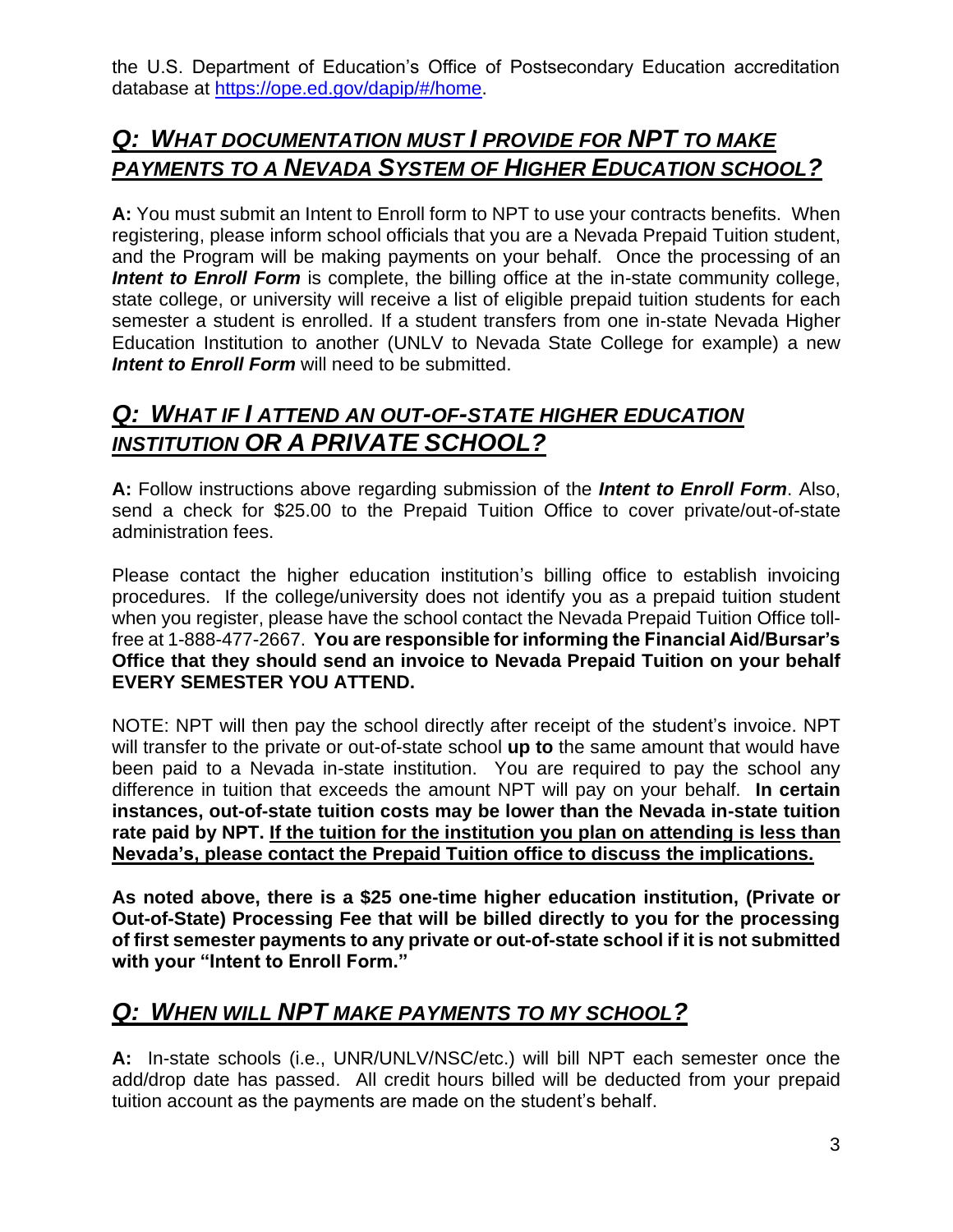the U.S. Department of Education's Office of Postsecondary Education accreditation database at https://ope.ed.gov/dapip/#/home.

## *Q: WHAT DOCUMENTATION MUST I PROVIDE FOR NPT TO MAKE PAYMENTS TO A NEVADA SYSTEM OF HIGHER EDUCATION SCHOOL?*

**A:** You must submit an Intent to Enroll form to NPT to use your contracts benefits. When registering, please inform school officials that you are a Nevada Prepaid Tuition student, and the Program will be making payments on your behalf. Once the processing of an ***Intent to Enroll Form*** is complete, the billing office at the in-state community college, state college, or university will receive a list of eligible prepaid tuition students for each semester a student is enrolled. If a student transfers from one in-state Nevada Higher Education Institution to another (UNLV to Nevada State College for example) a new ***Intent to Enroll Form*** will need to be submitted.

## *Q: WHAT IF I ATTEND AN OUT-OF-STATE HIGHER EDUCATION INSTITUTION OR A PRIVATE SCHOOL?*

**A:** Follow instructions above regarding submission of the ***Intent to Enroll Form***. Also, send a check for $25.00 to the Prepaid Tuition Office to cover private/out-of-state administration fees.

Please contact the higher education institution's billing office to establish invoicing procedures. If the college/university does not identify you as a prepaid tuition student when you register, please have the school contact the Nevada Prepaid Tuition Office toll-free at 1-888-477-2667. **You are responsible for informing the Financial Aid/Bursar's Office that they should send an invoice to Nevada Prepaid Tuition on your behalf EVERY SEMESTER YOU ATTEND.**

NOTE: NPT will then pay the school directly after receipt of the student's invoice. NPT will transfer to the private or out-of-state school **up to** the same amount that would have been paid to a Nevada in-state institution. You are required to pay the school any difference in tuition that exceeds the amount NPT will pay on your behalf. **In certain instances, out-of-state tuition costs may be lower than the Nevada in-state tuition rate paid by NPT. <u>If the tuition for the institution you plan on attending is less than Nevada's, please contact the Prepaid Tuition office to discuss the implications.</u>**

**As noted above, there is a $25 one-time higher education institution, (Private or Out-of-State) Processing Fee that will be billed directly to you for the processing of first semester payments to any private or out-of-state school if it is not submitted with your "Intent to Enroll Form."**

## *Q: WHEN WILL NPT MAKE PAYMENTS TO MY SCHOOL?*

**A:** In-state schools (i.e., UNR/UNLV/NSC/etc.) will bill NPT each semester once the add/drop date has passed. All credit hours billed will be deducted from your prepaid tuition account as the payments are made on the student's behalf.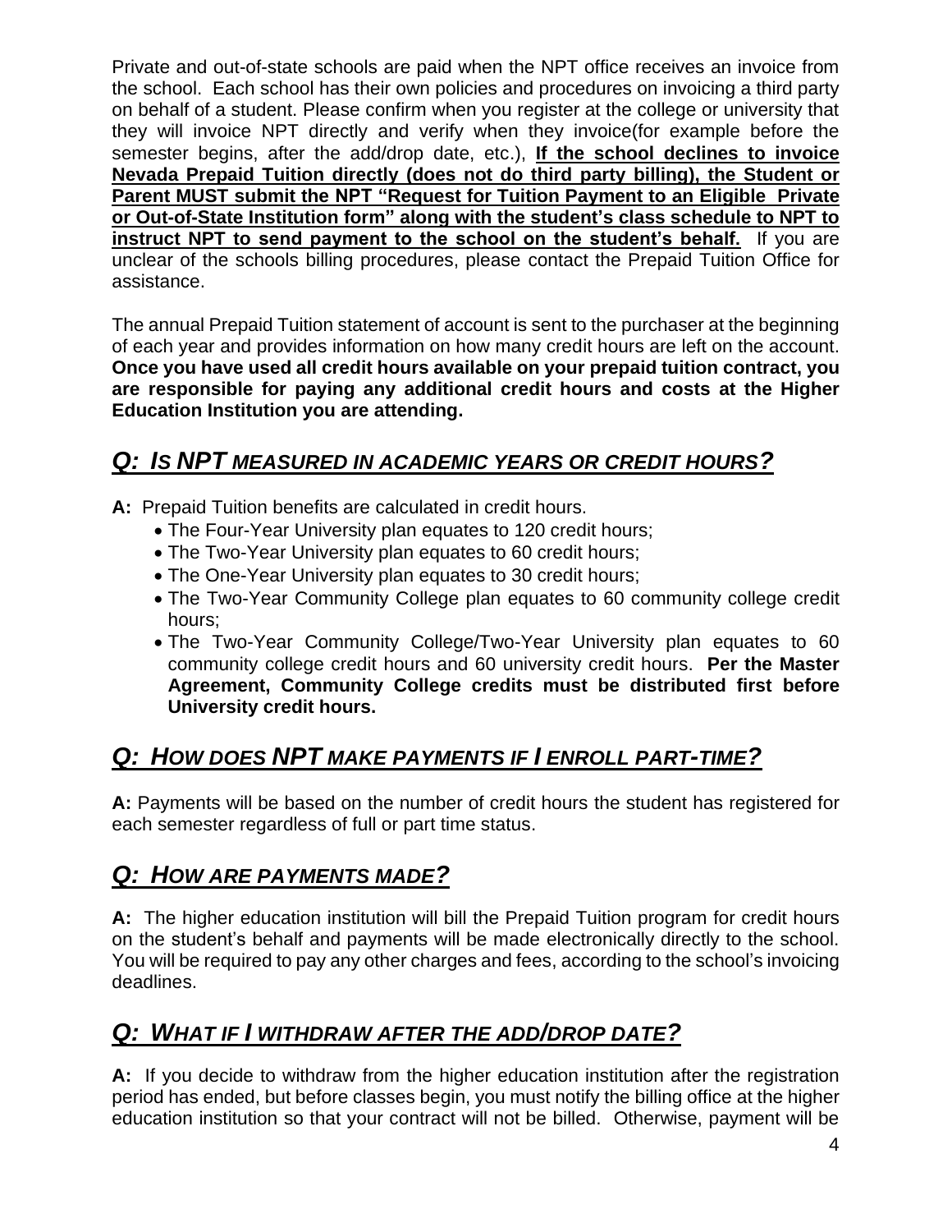Private and out-of-state schools are paid when the NPT office receives an invoice from the school. Each school has their own policies and procedures on invoicing a third party on behalf of a student. Please confirm when you register at the college or university that they will invoice NPT directly and verify when they invoice(for example before the semester begins, after the add/drop date, etc.), **<u>If the school declines to invoice Nevada Prepaid Tuition directly (does not do third party billing), the Student or Parent MUST submit the NPT "Request for Tuition Payment to an Eligible Private or Out-of-State Institution form" along with the student's class schedule to NPT to instruct NPT to send payment to the school on the student's behalf.</u>** If you are unclear of the schools billing procedures, please contact the Prepaid Tuition Office for assistance.

The annual Prepaid Tuition statement of account is sent to the purchaser at the beginning of each year and provides information on how many credit hours are left on the account. **Once you have used all credit hours available on your prepaid tuition contract, you are responsible for paying any additional credit hours and costs at the Higher Education Institution you are attending.**

## *Q: IS NPT MEASURED IN ACADEMIC YEARS OR CREDIT HOURS?*

**A:** Prepaid Tuition benefits are calculated in credit hours.

- The Four-Year University plan equates to 120 credit hours;
- The Two-Year University plan equates to 60 credit hours;
- The One-Year University plan equates to 30 credit hours;
- The Two-Year Community College plan equates to 60 community college credit hours;
- The Two-Year Community College/Two-Year University plan equates to 60 community college credit hours and 60 university credit hours. **Per the Master Agreement, Community College credits must be distributed first before University credit hours.**

## *Q: HOW DOES NPT MAKE PAYMENTS IF I ENROLL PART-TIME?*

**A:** Payments will be based on the number of credit hours the student has registered for each semester regardless of full or part time status.

## *Q: HOW ARE PAYMENTS MADE?*

**A:** The higher education institution will bill the Prepaid Tuition program for credit hours on the student's behalf and payments will be made electronically directly to the school. You will be required to pay any other charges and fees, according to the school's invoicing deadlines.

## *Q: WHAT IF I WITHDRAW AFTER THE ADD/DROP DATE?*

**A:** If you decide to withdraw from the higher education institution after the registration period has ended, but before classes begin, you must notify the billing office at the higher education institution so that your contract will not be billed. Otherwise, payment will be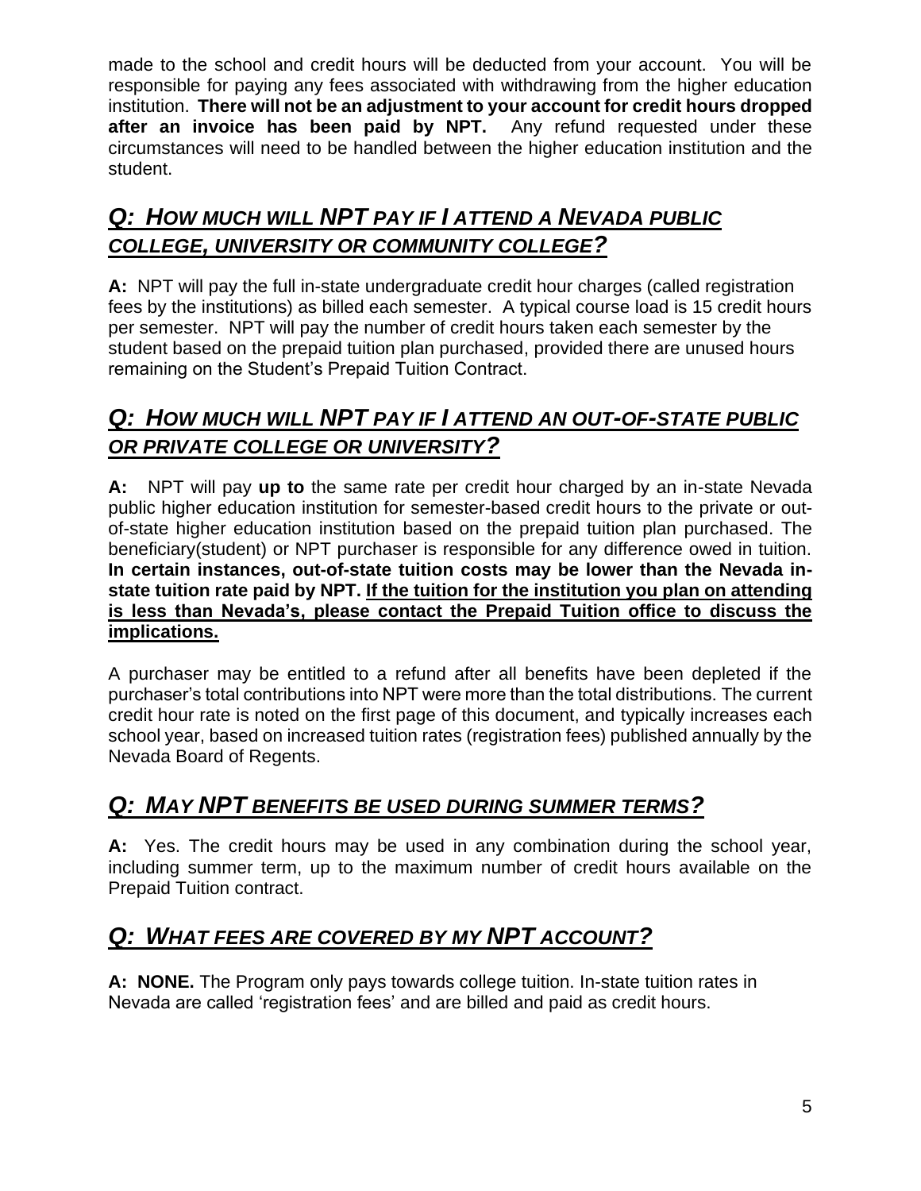made to the school and credit hours will be deducted from your account. You will be responsible for paying any fees associated with withdrawing from the higher education institution. **There will not be an adjustment to your account for credit hours dropped after an invoice has been paid by NPT.** Any refund requested under these circumstances will need to be handled between the higher education institution and the student.

## *Q: HOW MUCH WILL NPT PAY IF I ATTEND A NEVADA PUBLIC COLLEGE, UNIVERSITY OR COMMUNITY COLLEGE?*

**A:** NPT will pay the full in-state undergraduate credit hour charges (called registration fees by the institutions) as billed each semester. A typical course load is 15 credit hours per semester. NPT will pay the number of credit hours taken each semester by the student based on the prepaid tuition plan purchased, provided there are unused hours remaining on the Student's Prepaid Tuition Contract.

## *Q: HOW MUCH WILL NPT PAY IF I ATTEND AN OUT-OF-STATE PUBLIC OR PRIVATE COLLEGE OR UNIVERSITY?*

**A:** NPT will pay **up to** the same rate per credit hour charged by an in-state Nevada public higher education institution for semester-based credit hours to the private or out-of-state higher education institution based on the prepaid tuition plan purchased. The beneficiary(student) or NPT purchaser is responsible for any difference owed in tuition. **In certain instances, out-of-state tuition costs may be lower than the Nevada in-state tuition rate paid by NPT. <u>If the tuition for the institution you plan on attending is less than Nevada's, please contact the Prepaid Tuition office to discuss the implications.</u>**

A purchaser may be entitled to a refund after all benefits have been depleted if the purchaser's total contributions into NPT were more than the total distributions. The current credit hour rate is noted on the first page of this document, and typically increases each school year, based on increased tuition rates (registration fees) published annually by the Nevada Board of Regents.

## *Q: MAY NPT BENEFITS BE USED DURING SUMMER TERMS?*

**A:** Yes. The credit hours may be used in any combination during the school year, including summer term, up to the maximum number of credit hours available on the Prepaid Tuition contract.

## *Q: WHAT FEES ARE COVERED BY MY NPT ACCOUNT?*

**A: NONE.** The Program only pays towards college tuition. In-state tuition rates in Nevada are called 'registration fees' and are billed and paid as credit hours.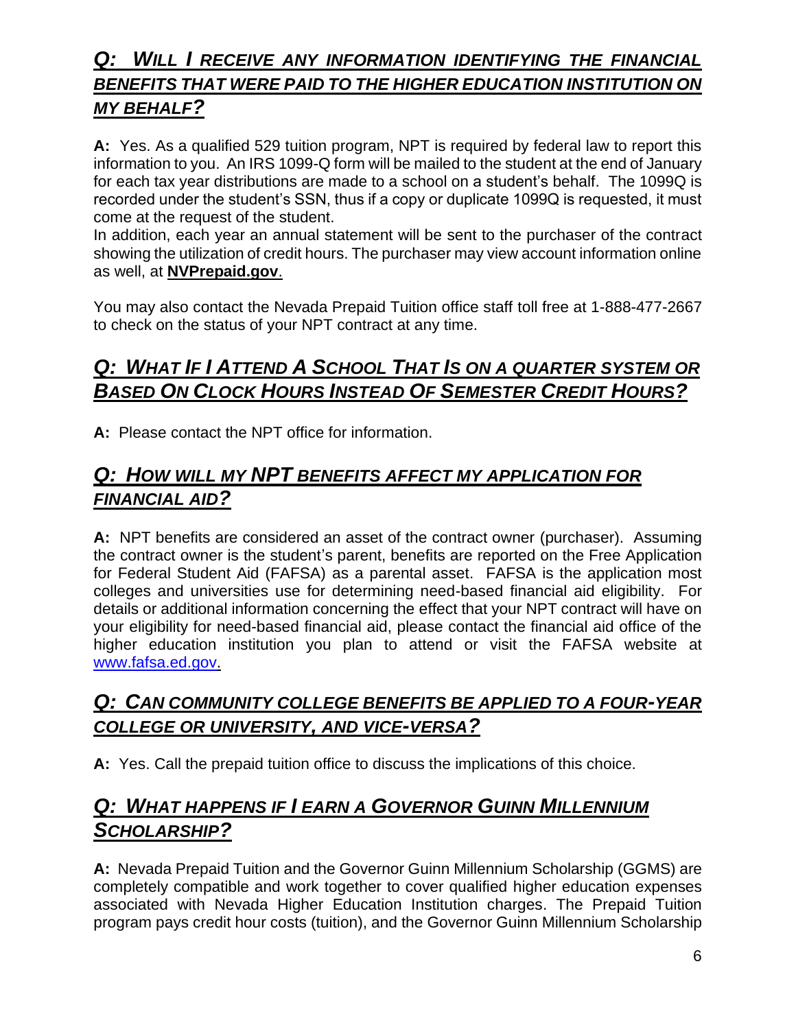## *Q: WILL I RECEIVE ANY INFORMATION IDENTIFYING THE FINANCIAL BENEFITS THAT WERE PAID TO THE HIGHER EDUCATION INSTITUTION ON MY BEHALF?*

**A:** Yes. As a qualified 529 tuition program, NPT is required by federal law to report this information to you. An IRS 1099-Q form will be mailed to the student at the end of January for each tax year distributions are made to a school on a student's behalf. The 1099Q is recorded under the student's SSN, thus if a copy or duplicate 1099Q is requested, it must come at the request of the student.

In addition, each year an annual statement will be sent to the purchaser of the contract showing the utilization of credit hours. The purchaser may view account information online as well, at **NVPrepaid.gov**.

You may also contact the Nevada Prepaid Tuition office staff toll free at 1-888-477-2667 to check on the status of your NPT contract at any time.

## *Q: WHAT IF I ATTEND A SCHOOL THAT IS ON A QUARTER SYSTEM OR BASED ON CLOCK HOURS INSTEAD OF SEMESTER CREDIT HOURS?*

**A:** Please contact the NPT office for information.

## *Q: HOW WILL MY NPT BENEFITS AFFECT MY APPLICATION FOR FINANCIAL AID?*

**A:** NPT benefits are considered an asset of the contract owner (purchaser). Assuming the contract owner is the student's parent, benefits are reported on the Free Application for Federal Student Aid (FAFSA) as a parental asset. FAFSA is the application most colleges and universities use for determining need-based financial aid eligibility. For details or additional information concerning the effect that your NPT contract will have on your eligibility for need-based financial aid, please contact the financial aid office of the higher education institution you plan to attend or visit the FAFSA website at www.fafsa.ed.gov.

## *Q: CAN COMMUNITY COLLEGE BENEFITS BE APPLIED TO A FOUR-YEAR COLLEGE OR UNIVERSITY, AND VICE-VERSA?*

**A:** Yes. Call the prepaid tuition office to discuss the implications of this choice.

## *Q: WHAT HAPPENS IF I EARN A GOVERNOR GUINN MILLENNIUM SCHOLARSHIP?*

**A:** Nevada Prepaid Tuition and the Governor Guinn Millennium Scholarship (GGMS) are completely compatible and work together to cover qualified higher education expenses associated with Nevada Higher Education Institution charges. The Prepaid Tuition program pays credit hour costs (tuition), and the Governor Guinn Millennium Scholarship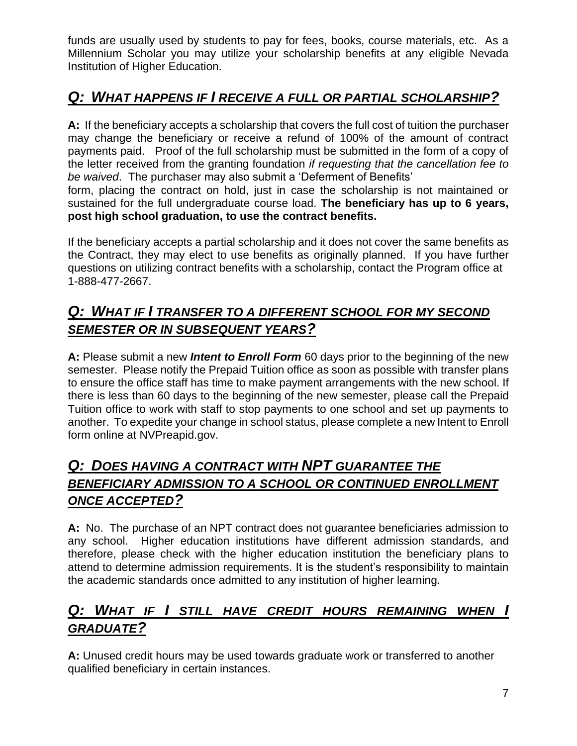funds are usually used by students to pay for fees, books, course materials, etc. As a Millennium Scholar you may utilize your scholarship benefits at any eligible Nevada Institution of Higher Education.

## ***Q: WHAT HAPPENS IF I RECEIVE A FULL OR PARTIAL SCHOLARSHIP?***

**A:** If the beneficiary accepts a scholarship that covers the full cost of tuition the purchaser may change the beneficiary or receive a refund of 100% of the amount of contract payments paid. Proof of the full scholarship must be submitted in the form of a copy of the letter received from the granting foundation *if requesting that the cancellation fee to be waived*. The purchaser may also submit a 'Deferment of Benefits' form, placing the contract on hold, just in case the scholarship is not maintained or sustained for the full undergraduate course load. **The beneficiary has up to 6 years, post high school graduation, to use the contract benefits.**

If the beneficiary accepts a partial scholarship and it does not cover the same benefits as the Contract, they may elect to use benefits as originally planned. If you have further questions on utilizing contract benefits with a scholarship, contact the Program office at 1-888-477-2667.

## ***Q: WHAT IF I TRANSFER TO A DIFFERENT SCHOOL FOR MY SECOND SEMESTER OR IN SUBSEQUENT YEARS?***

**A:** Please submit a new ***Intent to Enroll Form*** 60 days prior to the beginning of the new semester. Please notify the Prepaid Tuition office as soon as possible with transfer plans to ensure the office staff has time to make payment arrangements with the new school. If there is less than 60 days to the beginning of the new semester, please call the Prepaid Tuition office to work with staff to stop payments to one school and set up payments to another. To expedite your change in school status, please complete a new Intent to Enroll form online at NVPreapid.gov.

## ***Q: DOES HAVING A CONTRACT WITH NPT GUARANTEE THE BENEFICIARY ADMISSION TO A SCHOOL OR CONTINUED ENROLLMENT ONCE ACCEPTED?***

**A:** No. The purchase of an NPT contract does not guarantee beneficiaries admission to any school. Higher education institutions have different admission standards, and therefore, please check with the higher education institution the beneficiary plans to attend to determine admission requirements. It is the student's responsibility to maintain the academic standards once admitted to any institution of higher learning.

## ***Q: WHAT IF I STILL HAVE CREDIT HOURS REMAINING WHEN I GRADUATE?***

**A:** Unused credit hours may be used towards graduate work or transferred to another qualified beneficiary in certain instances.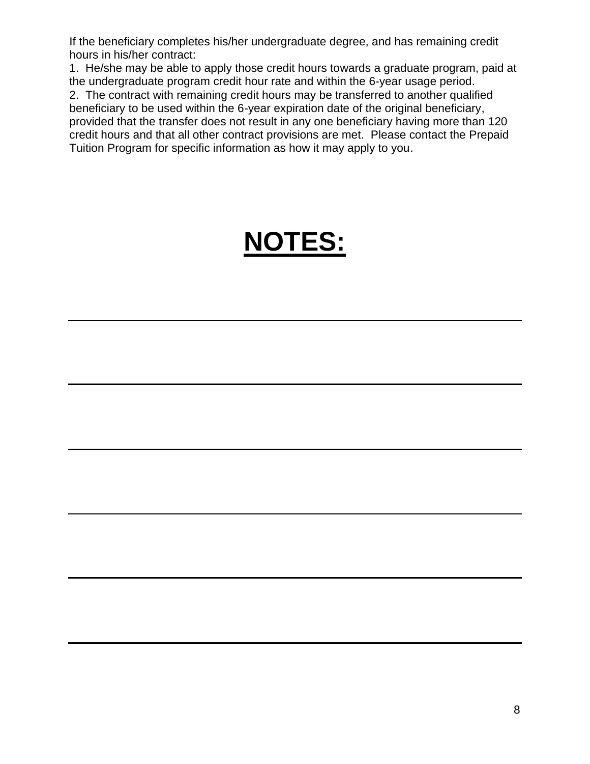If the beneficiary completes his/her undergraduate degree, and has remaining credit hours in his/her contract:

1. He/she may be able to apply those credit hours towards a graduate program, paid at the undergraduate program credit hour rate and within the 6-year usage period.
2. The contract with remaining credit hours may be transferred to another qualified beneficiary to be used within the 6-year expiration date of the original beneficiary, provided that the transfer does not result in any one beneficiary having more than 120 credit hours and that all other contract provisions are met. Please contact the Prepaid Tuition Program for specific information as how it may apply to you.

# **NOTES:**

---

---

---

---

---

---